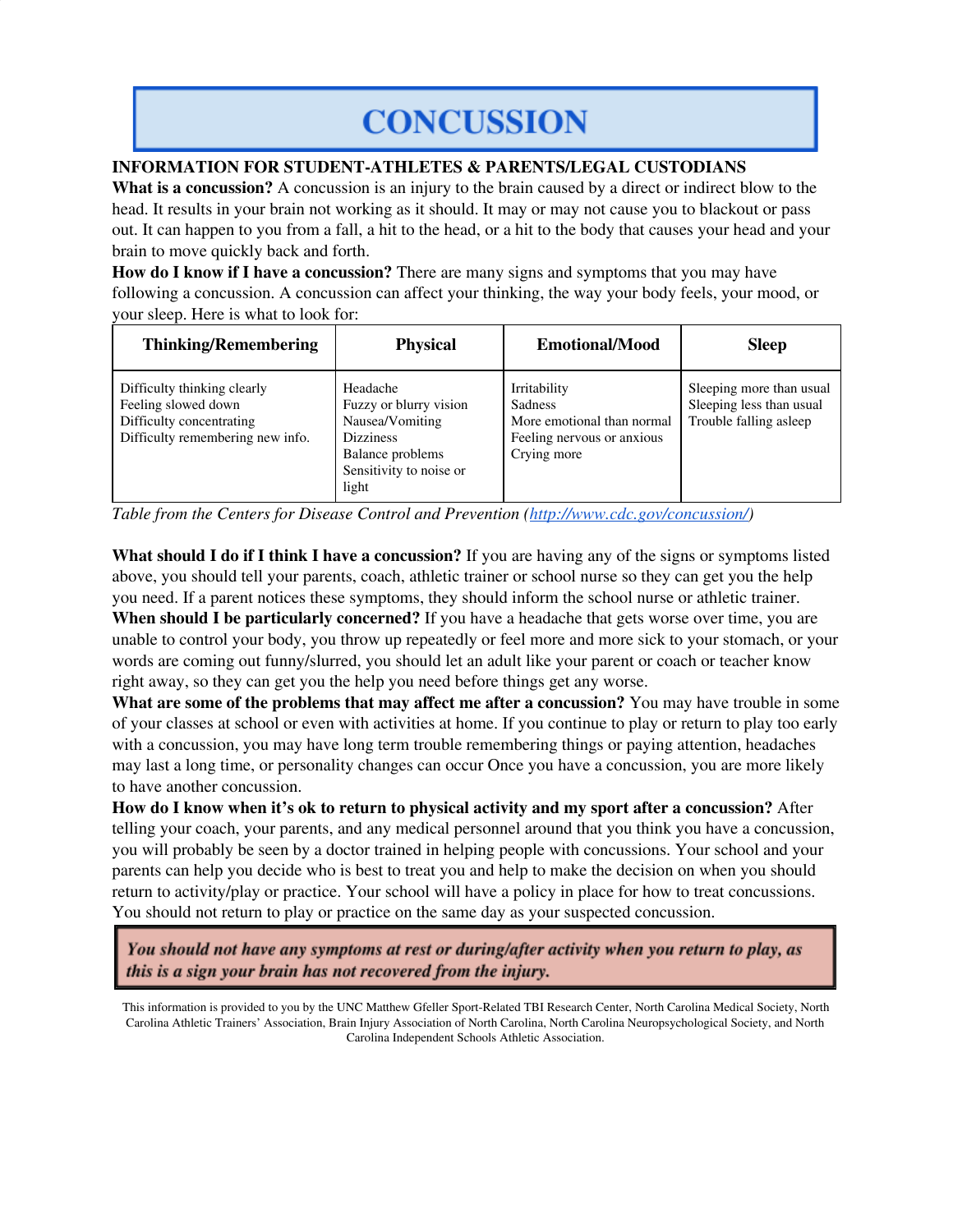# CONCUSSION

**INFORMATION FOR STUDENT-ATHLETES & PARENTS/LEGAL CUSTODIANS**

**What is a concussion?** A concussion is an injury to the brain caused by a direct or indirect blow to the head. It results in your brain not working as it should. It may or may not cause you to blackout or pass out. It can happen to you from a fall, a hit to the head, or a hit to the body that causes your head and your brain to move quickly back and forth.

**How do I know if I have a concussion?** There are many signs and symptoms that you may have following a concussion. A concussion can affect your thinking, the way your body feels, your mood, or your sleep. Here is what to look for:

| Thinking/Remembering | Physical | Emotional/Mood | Sleep |
|---|---|---|---|
| Difficulty thinking clearly<br>Feeling slowed down<br>Difficulty concentrating<br>Difficulty remembering new info. | Headache<br>Fuzzy or blurry vision<br>Nausea/Vomiting<br>Dizziness<br>Balance problems<br>Sensitivity to noise or light | Irritability<br>Sadness<br>More emotional than normal<br>Feeling nervous or anxious<br>Crying more | Sleeping more than usual<br>Sleeping less than usual<br>Trouble falling asleep |

*Table from the Centers for Disease Control and Prevention (http://www.cdc.gov/concussion/)*

**What should I do if I think I have a concussion?** If you are having any of the signs or symptoms listed above, you should tell your parents, coach, athletic trainer or school nurse so they can get you the help you need. If a parent notices these symptoms, they should inform the school nurse or athletic trainer.

**When should I be particularly concerned?** If you have a headache that gets worse over time, you are unable to control your body, you throw up repeatedly or feel more and more sick to your stomach, or your words are coming out funny/slurred, you should let an adult like your parent or coach or teacher know right away, so they can get you the help you need before things get any worse.

**What are some of the problems that may affect me after a concussion?** You may have trouble in some of your classes at school or even with activities at home. If you continue to play or return to play too early with a concussion, you may have long term trouble remembering things or paying attention, headaches may last a long time, or personality changes can occur Once you have a concussion, you are more likely to have another concussion.

**How do I know when it's ok to return to physical activity and my sport after a concussion?** After telling your coach, your parents, and any medical personnel around that you think you have a concussion, you will probably be seen by a doctor trained in helping people with concussions. Your school and your parents can help you decide who is best to treat you and help to make the decision on when you should return to activity/play or practice. Your school will have a policy in place for how to treat concussions. You should not return to play or practice on the same day as your suspected concussion.

***You should not have any symptoms at rest or during/after activity when you return to play, as this is a sign your brain has not recovered from the injury.***

This information is provided to you by the UNC Matthew Gfeller Sport-Related TBI Research Center, North Carolina Medical Society, North Carolina Athletic Trainers' Association, Brain Injury Association of North Carolina, North Carolina Neuropsychological Society, and North Carolina Independent Schools Athletic Association.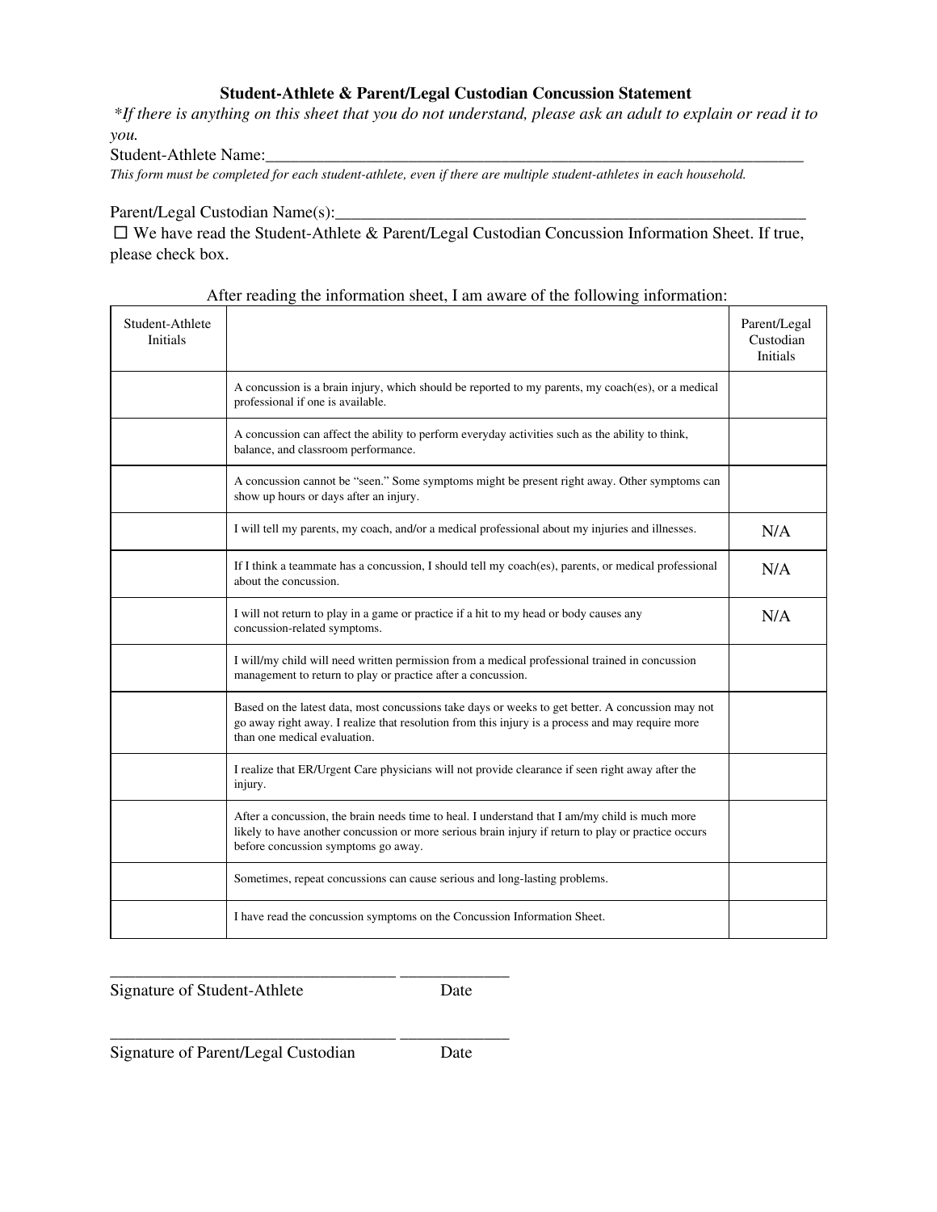# Student-Athlete & Parent/Legal Custodian Concussion Statement

*\*If there is anything on this sheet that you do not understand, please ask an adult to explain or read it to you.*

Student-Athlete Name:\_\_\_\_\_\_\_\_\_\_\_\_\_\_\_\_\_\_\_\_\_\_\_\_\_\_\_\_\_\_\_\_\_\_\_\_\_\_\_\_\_\_\_\_\_\_\_\_\_\_\_\_\_\_\_\_\_\_\_\_\_\_\_\_

*This form must be completed for each student-athlete, even if there are multiple student-athletes in each household.*

Parent/Legal Custodian Name(s):\_\_\_\_\_\_\_\_\_\_\_\_\_\_\_\_\_\_\_\_\_\_\_\_\_\_\_\_\_\_\_\_\_\_\_\_\_\_\_\_\_\_\_\_\_\_\_\_\_\_\_\_\_\_\_\_

☐ We have read the Student-Athlete & Parent/Legal Custodian Concussion Information Sheet. If true, please check box.

After reading the information sheet, I am aware of the following information:

| Student-Athlete Initials | | Parent/Legal Custodian Initials |
|---|---|---|
| | A concussion is a brain injury, which should be reported to my parents, my coach(es), or a medical professional if one is available. | |
| | A concussion can affect the ability to perform everyday activities such as the ability to think, balance, and classroom performance. | |
| | A concussion cannot be "seen." Some symptoms might be present right away. Other symptoms can show up hours or days after an injury. | |
| | I will tell my parents, my coach, and/or a medical professional about my injuries and illnesses. | N/A |
| | If I think a teammate has a concussion, I should tell my coach(es), parents, or medical professional about the concussion. | N/A |
| | I will not return to play in a game or practice if a hit to my head or body causes any concussion-related symptoms. | N/A |
| | I will/my child will need written permission from a medical professional trained in concussion management to return to play or practice after a concussion. | |
| | Based on the latest data, most concussions take days or weeks to get better. A concussion may not go away right away. I realize that resolution from this injury is a process and may require more than one medical evaluation. | |
| | I realize that ER/Urgent Care physicians will not provide clearance if seen right away after the injury. | |
| | After a concussion, the brain needs time to heal. I understand that I am/my child is much more likely to have another concussion or more serious brain injury if return to play or practice occurs before concussion symptoms go away. | |
| | Sometimes, repeat concussions can cause serious and long-lasting problems. | |
| | I have read the concussion symptoms on the Concussion Information Sheet. | |

\_\_\_\_\_\_\_\_\_\_\_\_\_\_\_\_\_\_\_\_\_\_\_\_\_\_\_\_\_\_\_\_\_\_ \_\_\_\_\_\_\_\_\_\_\_\_\_

Signature of Student-Athlete Date

\_\_\_\_\_\_\_\_\_\_\_\_\_\_\_\_\_\_\_\_\_\_\_\_\_\_\_\_\_\_\_\_\_\_ \_\_\_\_\_\_\_\_\_\_\_\_\_

Signature of Parent/Legal Custodian Date